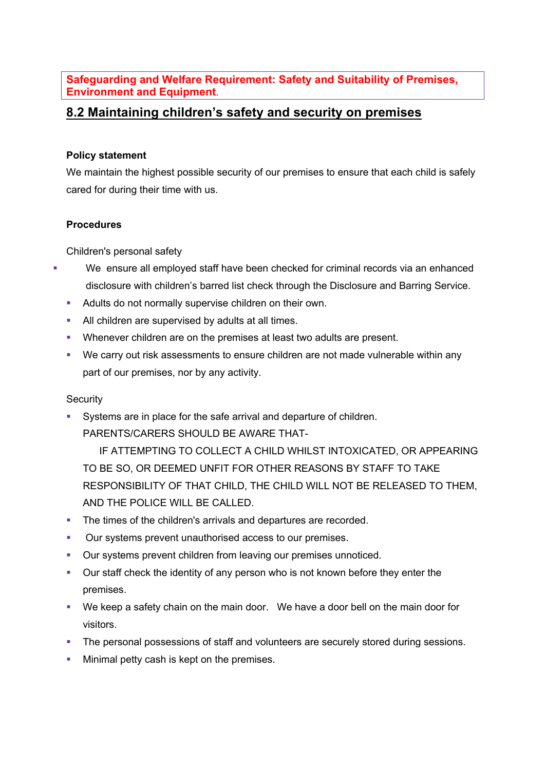**Safeguarding and Welfare Requirement: Safety and Suitability of Premises, Environment and Equipment.**

## 8.2 Maintaining children's safety and security on premises

**Policy statement**

We maintain the highest possible security of our premises to ensure that each child is safely cared for during their time with us.

**Procedures**

Children's personal safety

- We ensure all employed staff have been checked for criminal records via an enhanced disclosure with children's barred list check through the Disclosure and Barring Service.
- Adults do not normally supervise children on their own.
- All children are supervised by adults at all times.
- Whenever children are on the premises at least two adults are present.
- We carry out risk assessments to ensure children are not made vulnerable within any part of our premises, nor by any activity.

Security

- Systems are in place for the safe arrival and departure of children.
  PARENTS/CARERS SHOULD BE AWARE THAT-
  IF ATTEMPTING TO COLLECT A CHILD WHILST INTOXICATED, OR APPEARING TO BE SO, OR DEEMED UNFIT FOR OTHER REASONS BY STAFF TO TAKE RESPONSIBILITY OF THAT CHILD, THE CHILD WILL NOT BE RELEASED TO THEM, AND THE POLICE WILL BE CALLED.
- The times of the children's arrivals and departures are recorded.
- Our systems prevent unauthorised access to our premises.
- Our systems prevent children from leaving our premises unnoticed.
- Our staff check the identity of any person who is not known before they enter the premises.
- We keep a safety chain on the main door. We have a door bell on the main door for visitors.
- The personal possessions of staff and volunteers are securely stored during sessions.
- Minimal petty cash is kept on the premises.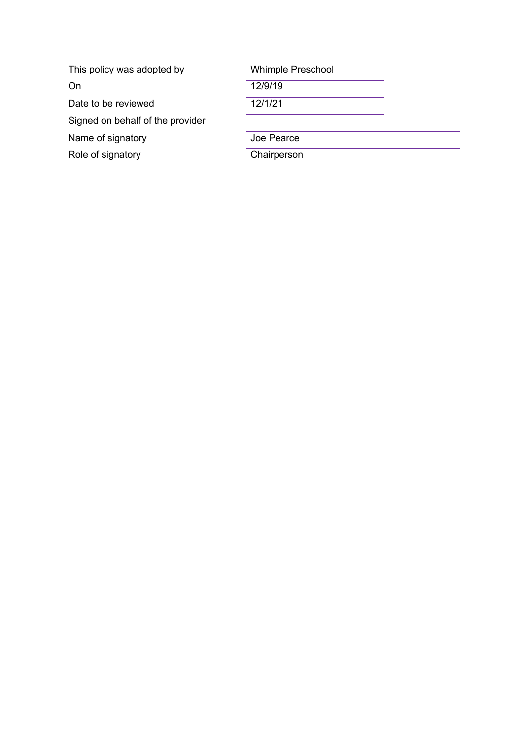| | |
|---|---|
| This policy was adopted by | Whimple Preschool |
| On | 12/9/19 |
| Date to be reviewed | 12/1/21 |
| Signed on behalf of the provider | |
| Name of signatory | Joe Pearce |
| Role of signatory | Chairperson |